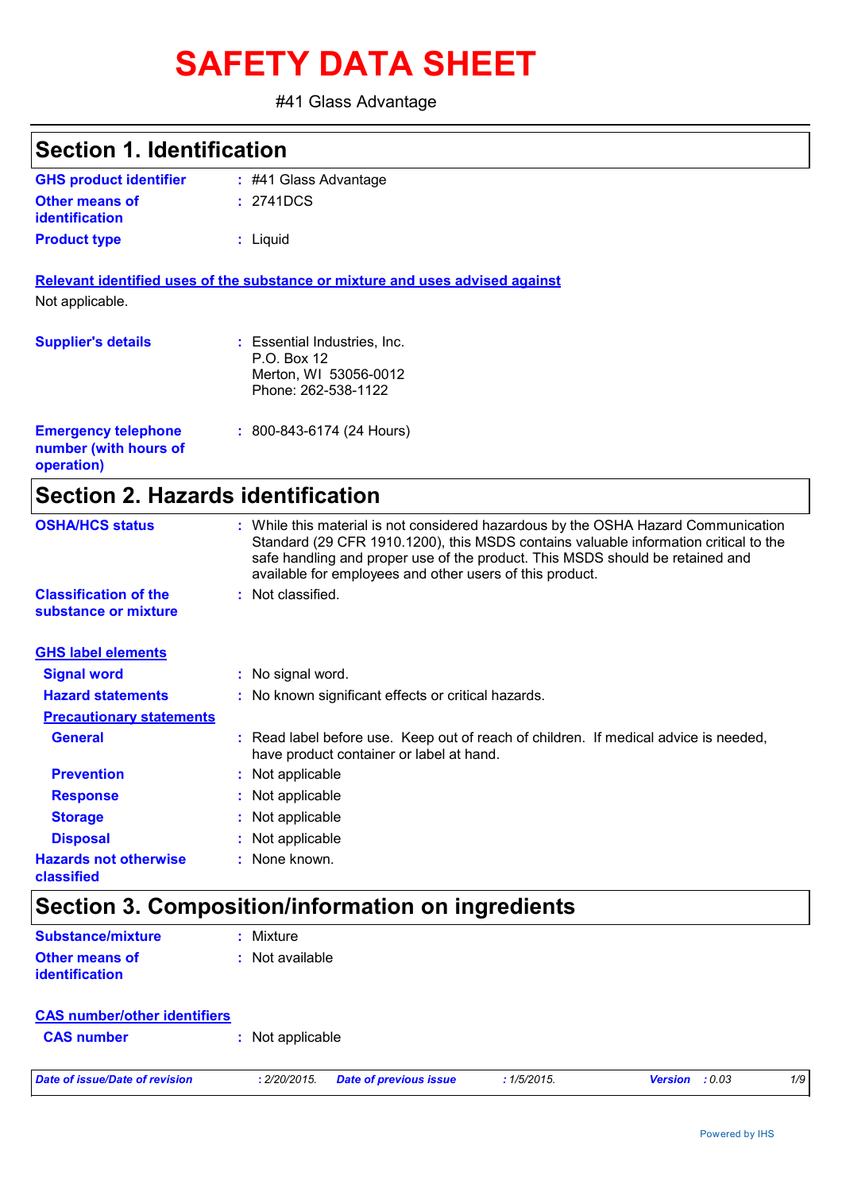# SAFETY DATA SHEET

#41 Glass Advantage

## Section 1. Identification

| | | |
|---|---|---|
| **GHS product identifier** | : | #41 Glass Advantage |
| **Other means of identification** | : | 2741DCS |
| **Product type** | : | Liquid |

**Relevant identified uses of the substance or mixture and uses advised against**

Not applicable.

| | | |
|---|---|---|
| **Supplier's details** | : | Essential Industries, Inc.<br>P.O. Box 12<br>Merton, WI 53056-0012<br>Phone: 262-538-1122 |
| **Emergency telephone number (with hours of operation)** | : | 800-843-6174 (24 Hours) |

## Section 2. Hazards identification

| | | |
|---|---|---|
| **OSHA/HCS status** | : | While this material is not considered hazardous by the OSHA Hazard Communication Standard (29 CFR 1910.1200), this MSDS contains valuable information critical to the safe handling and proper use of the product. This MSDS should be retained and available for employees and other users of this product. |
| **Classification of the substance or mixture** | : | Not classified. |

**GHS label elements**

| | | |
|---|---|---|
| **Signal word** | : | No signal word. |
| **Hazard statements** | : | No known significant effects or critical hazards. |

**Precautionary statements**

| | | |
|---|---|---|
| **General** | : | Read label before use. Keep out of reach of children. If medical advice is needed, have product container or label at hand. |
| **Prevention** | : | Not applicable |
| **Response** | : | Not applicable |
| **Storage** | : | Not applicable |
| **Disposal** | : | Not applicable |
| **Hazards not otherwise classified** | : | None known. |

## Section 3. Composition/information on ingredients

| | | |
|---|---|---|
| **Substance/mixture** | : | Mixture |
| **Other means of identification** | : | Not available |

**CAS number/other identifiers**

| | | |
|---|---|---|
| **CAS number** | : | Not applicable |

*Date of issue/Date of revision* : 2/20/2015. *Date of previous issue* : 1/5/2015. *Version* : 0.03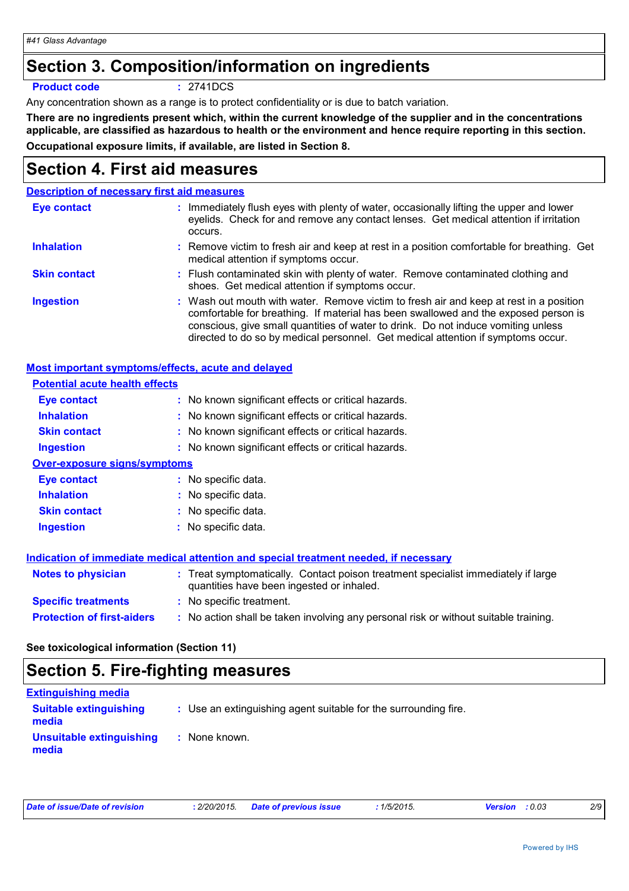## Section 3. Composition/information on ingredients

**Product code** : 2741DCS

Any concentration shown as a range is to protect confidentiality or is due to batch variation.

**There are no ingredients present which, within the current knowledge of the supplier and in the concentrations applicable, are classified as hazardous to health or the environment and hence require reporting in this section.**

**Occupational exposure limits, if available, are listed in Section 8.**

## Section 4. First aid measures

### Description of necessary first aid measures

**Eye contact** : Immediately flush eyes with plenty of water, occasionally lifting the upper and lower eyelids. Check for and remove any contact lenses. Get medical attention if irritation occurs.

**Inhalation** : Remove victim to fresh air and keep at rest in a position comfortable for breathing. Get medical attention if symptoms occur.

**Skin contact** : Flush contaminated skin with plenty of water. Remove contaminated clothing and shoes. Get medical attention if symptoms occur.

**Ingestion** : Wash out mouth with water. Remove victim to fresh air and keep at rest in a position comfortable for breathing. If material has been swallowed and the exposed person is conscious, give small quantities of water to drink. Do not induce vomiting unless directed to do so by medical personnel. Get medical attention if symptoms occur.

### Most important symptoms/effects, acute and delayed

**Potential acute health effects**

**Eye contact** : No known significant effects or critical hazards.

**Inhalation** : No known significant effects or critical hazards.

**Skin contact** : No known significant effects or critical hazards.

**Ingestion** : No known significant effects or critical hazards.

**Over-exposure signs/symptoms**

**Eye contact** : No specific data.

**Inhalation** : No specific data.

**Skin contact** : No specific data.

**Ingestion** : No specific data.

### Indication of immediate medical attention and special treatment needed, if necessary

**Notes to physician** : Treat symptomatically. Contact poison treatment specialist immediately if large quantities have been ingested or inhaled.

**Specific treatments** : No specific treatment.

**Protection of first-aiders** : No action shall be taken involving any personal risk or without suitable training.

**See toxicological information (Section 11)**

## Section 5. Fire-fighting measures

### Extinguishing media

**Suitable extinguishing media** : Use an extinguishing agent suitable for the surrounding fire.

**Unsuitable extinguishing media** : None known.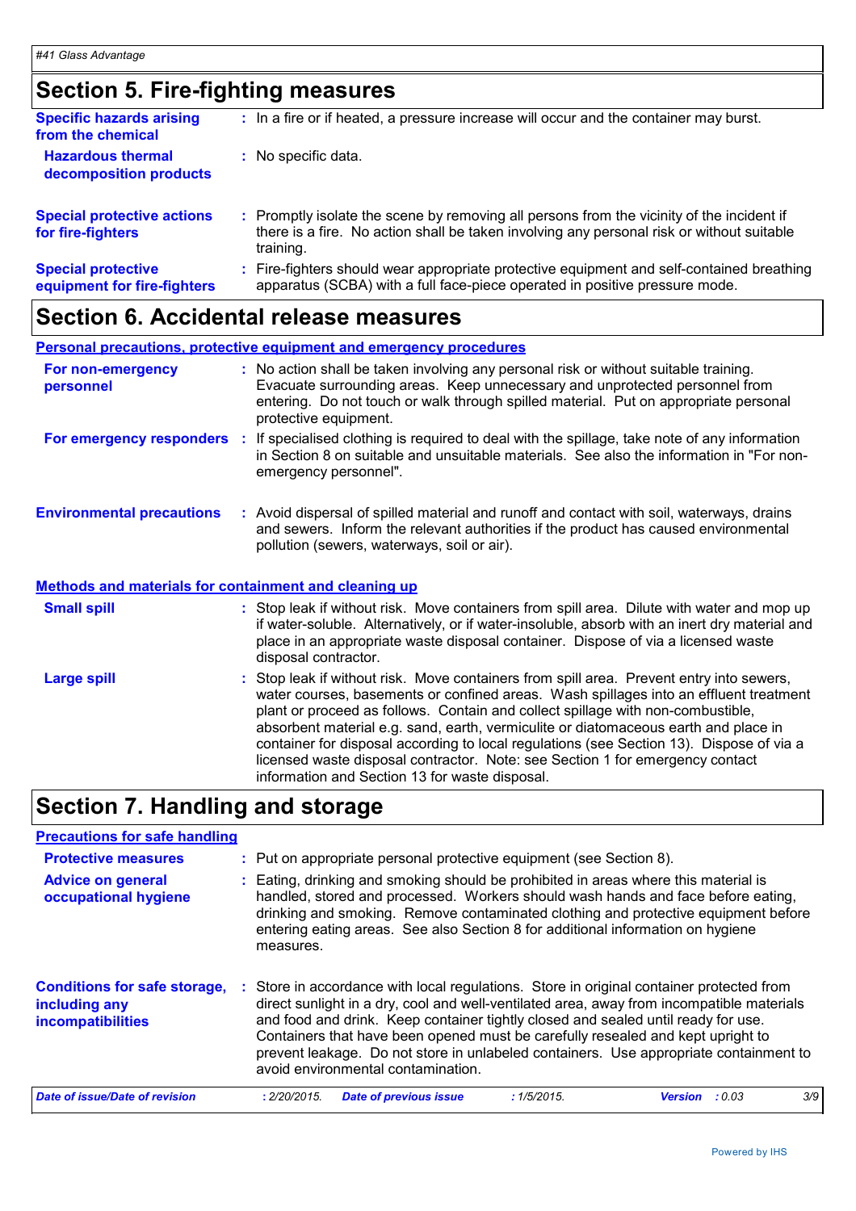## Section 5. Fire-fighting measures

**Specific hazards arising from the chemical** : In a fire or if heated, a pressure increase will occur and the container may burst.

**Hazardous thermal decomposition products** : No specific data.

**Special protective actions for fire-fighters** : Promptly isolate the scene by removing all persons from the vicinity of the incident if there is a fire. No action shall be taken involving any personal risk or without suitable training.

**Special protective equipment for fire-fighters** : Fire-fighters should wear appropriate protective equipment and self-contained breathing apparatus (SCBA) with a full face-piece operated in positive pressure mode.

## Section 6. Accidental release measures

### Personal precautions, protective equipment and emergency procedures

**For non-emergency personnel** : No action shall be taken involving any personal risk or without suitable training. Evacuate surrounding areas. Keep unnecessary and unprotected personnel from entering. Do not touch or walk through spilled material. Put on appropriate personal protective equipment.

**For emergency responders** : If specialised clothing is required to deal with the spillage, take note of any information in Section 8 on suitable and unsuitable materials. See also the information in "For non-emergency personnel".

**Environmental precautions** : Avoid dispersal of spilled material and runoff and contact with soil, waterways, drains and sewers. Inform the relevant authorities if the product has caused environmental pollution (sewers, waterways, soil or air).

### Methods and materials for containment and cleaning up

**Small spill** : Stop leak if without risk. Move containers from spill area. Dilute with water and mop up if water-soluble. Alternatively, or if water-insoluble, absorb with an inert dry material and place in an appropriate waste disposal container. Dispose of via a licensed waste disposal contractor.

**Large spill** : Stop leak if without risk. Move containers from spill area. Prevent entry into sewers, water courses, basements or confined areas. Wash spillages into an effluent treatment plant or proceed as follows. Contain and collect spillage with non-combustible, absorbent material e.g. sand, earth, vermiculite or diatomaceous earth and place in container for disposal according to local regulations (see Section 13). Dispose of via a licensed waste disposal contractor. Note: see Section 1 for emergency contact information and Section 13 for waste disposal.

## Section 7. Handling and storage

### Precautions for safe handling

**Protective measures** : Put on appropriate personal protective equipment (see Section 8).

**Advice on general occupational hygiene** : Eating, drinking and smoking should be prohibited in areas where this material is handled, stored and processed. Workers should wash hands and face before eating, drinking and smoking. Remove contaminated clothing and protective equipment before entering eating areas. See also Section 8 for additional information on hygiene measures.

**Conditions for safe storage, including any incompatibilities** : Store in accordance with local regulations. Store in original container protected from direct sunlight in a dry, cool and well-ventilated area, away from incompatible materials and food and drink. Keep container tightly closed and sealed until ready for use. Containers that have been opened must be carefully resealed and kept upright to prevent leakage. Do not store in unlabeled containers. Use appropriate containment to avoid environmental contamination.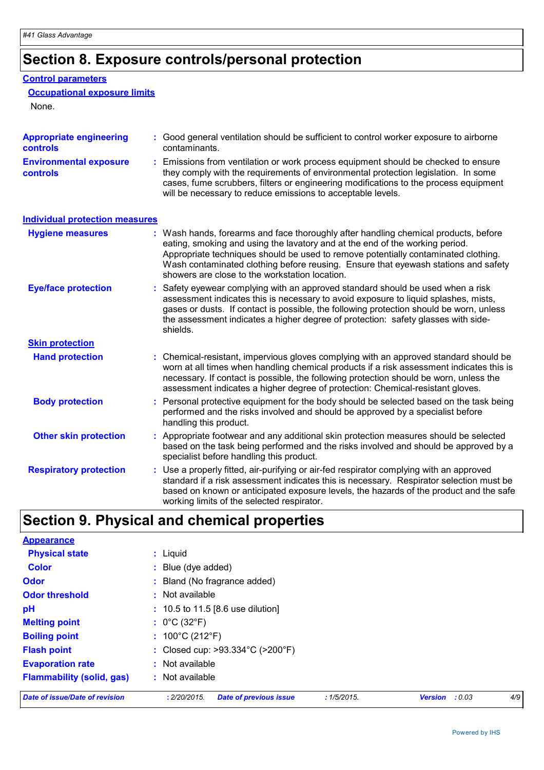# Section 8. Exposure controls/personal protection

**Control parameters**

**Occupational exposure limits**

None.

**Appropriate engineering controls** : Good general ventilation should be sufficient to control worker exposure to airborne contaminants.

**Environmental exposure controls** : Emissions from ventilation or work process equipment should be checked to ensure they comply with the requirements of environmental protection legislation. In some cases, fume scrubbers, filters or engineering modifications to the process equipment will be necessary to reduce emissions to acceptable levels.

**Individual protection measures**

**Hygiene measures** : Wash hands, forearms and face thoroughly after handling chemical products, before eating, smoking and using the lavatory and at the end of the working period. Appropriate techniques should be used to remove potentially contaminated clothing. Wash contaminated clothing before reusing. Ensure that eyewash stations and safety showers are close to the workstation location.

**Eye/face protection** : Safety eyewear complying with an approved standard should be used when a risk assessment indicates this is necessary to avoid exposure to liquid splashes, mists, gases or dusts. If contact is possible, the following protection should be worn, unless the assessment indicates a higher degree of protection: safety glasses with side-shields.

**Skin protection**

**Hand protection** : Chemical-resistant, impervious gloves complying with an approved standard should be worn at all times when handling chemical products if a risk assessment indicates this is necessary. If contact is possible, the following protection should be worn, unless the assessment indicates a higher degree of protection: Chemical-resistant gloves.

**Body protection** : Personal protective equipment for the body should be selected based on the task being performed and the risks involved and should be approved by a specialist before handling this product.

**Other skin protection** : Appropriate footwear and any additional skin protection measures should be selected based on the task being performed and the risks involved and should be approved by a specialist before handling this product.

**Respiratory protection** : Use a properly fitted, air-purifying or air-fed respirator complying with an approved standard if a risk assessment indicates this is necessary. Respirator selection must be based on known or anticipated exposure levels, the hazards of the product and the safe working limits of the selected respirator.

# Section 9. Physical and chemical properties

**Appearance**

**Physical state** : Liquid

**Color** : Blue (dye added)

**Odor** : Bland (No fragrance added)

**Odor threshold** : Not available

**pH** : 10.5 to 11.5 [8.6 use dilution]

**Melting point** : 0°C (32°F)

**Boiling point** : 100°C (212°F)

**Flash point** : Closed cup: >93.334°C (>200°F)

**Evaporation rate** : Not available

**Flammability (solid, gas)** : Not available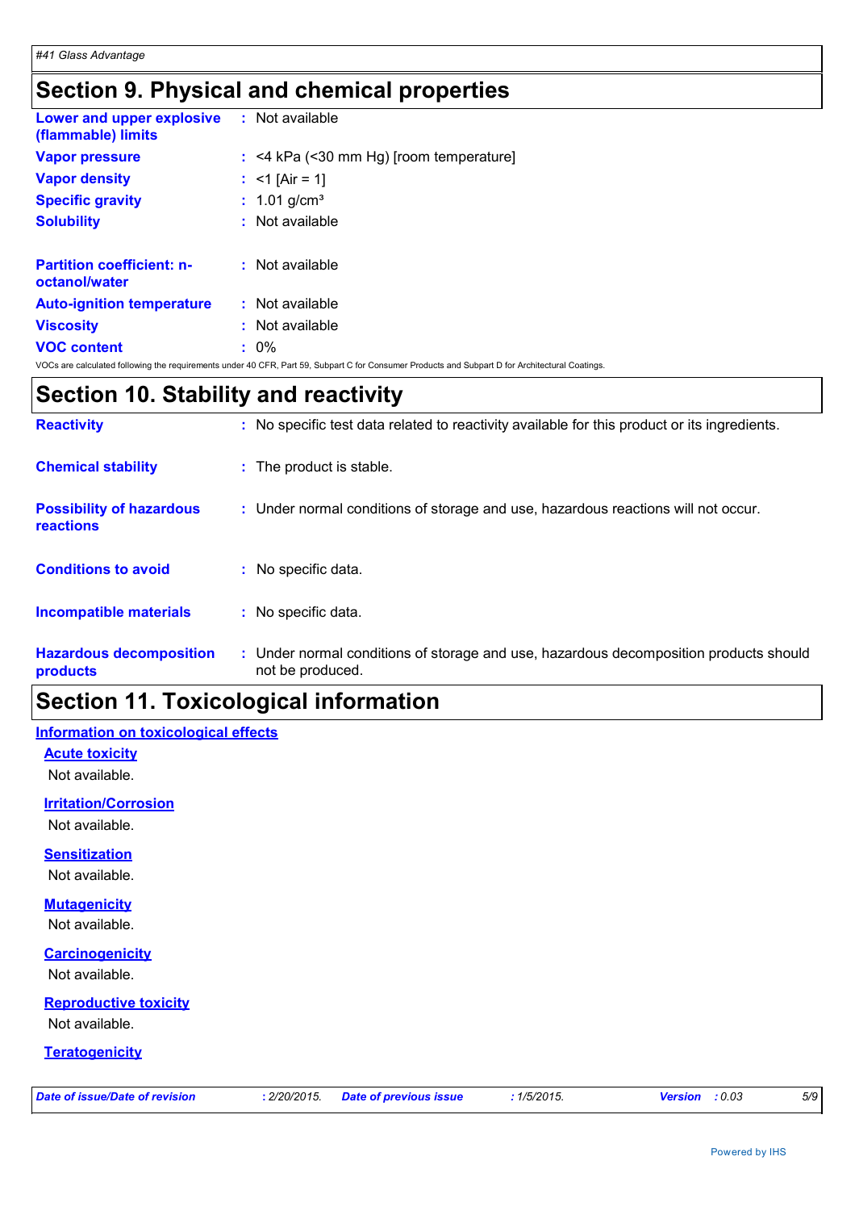## Section 9. Physical and chemical properties

| | |
|---|---|
| **Lower and upper explosive (flammable) limits** | : Not available |
| **Vapor pressure** | : <4 kPa (<30 mm Hg) [room temperature] |
| **Vapor density** | : <1 [Air = 1] |
| **Specific gravity** | : 1.01 g/cm³ |
| **Solubility** | : Not available |
| **Partition coefficient: n-octanol/water** | : Not available |
| **Auto-ignition temperature** | : Not available |
| **Viscosity** | : Not available |
| **VOC content** | : 0% |

VOCs are calculated following the requirements under 40 CFR, Part 59, Subpart C for Consumer Products and Subpart D for Architectural Coatings.

## Section 10. Stability and reactivity

| | |
|---|---|
| **Reactivity** | : No specific test data related to reactivity available for this product or its ingredients. |
| **Chemical stability** | : The product is stable. |
| **Possibility of hazardous reactions** | : Under normal conditions of storage and use, hazardous reactions will not occur. |
| **Conditions to avoid** | : No specific data. |
| **Incompatible materials** | : No specific data. |
| **Hazardous decomposition products** | : Under normal conditions of storage and use, hazardous decomposition products should not be produced. |

## Section 11. Toxicological information

### Information on toxicological effects

#### Acute toxicity

Not available.

#### Irritation/Corrosion

Not available.

#### Sensitization

Not available.

#### Mutagenicity

Not available.

#### Carcinogenicity

Not available.

#### Reproductive toxicity

Not available.

#### Teratogenicity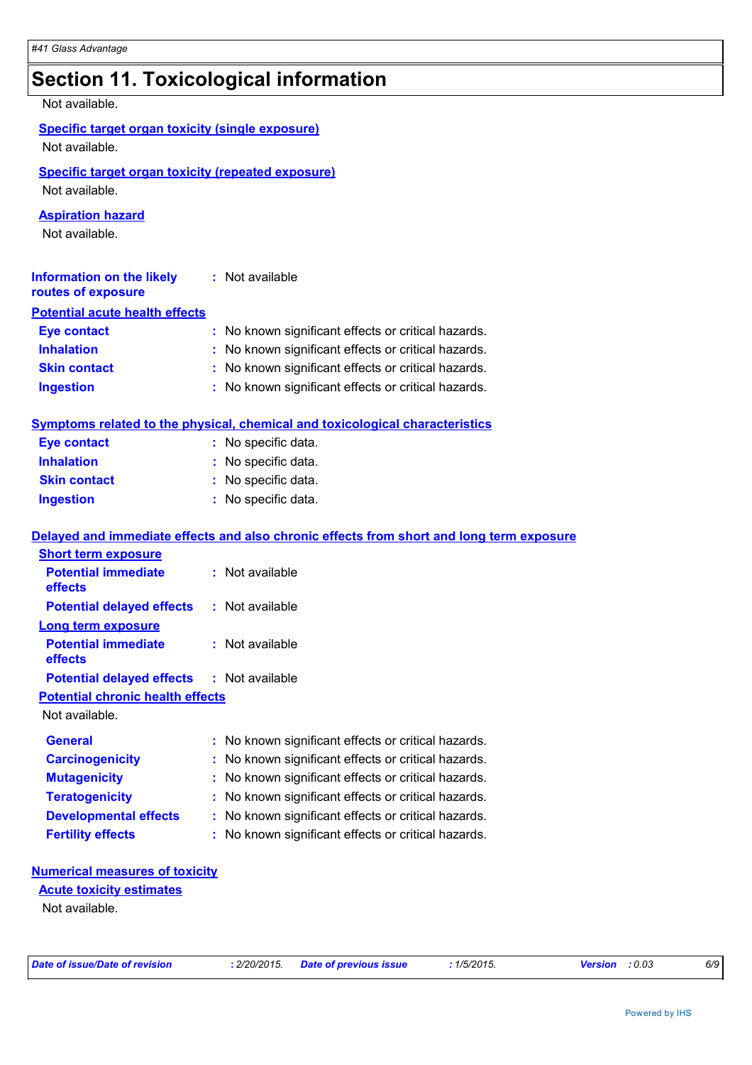# Section 11. Toxicological information

Not available.

**Specific target organ toxicity (single exposure)**

Not available.

**Specific target organ toxicity (repeated exposure)**

Not available.

**Aspiration hazard**

Not available.

**Information on the likely routes of exposure** : Not available

**Potential acute health effects**

| | |
|---|---|
| **Eye contact** | : No known significant effects or critical hazards. |
| **Inhalation** | : No known significant effects or critical hazards. |
| **Skin contact** | : No known significant effects or critical hazards. |
| **Ingestion** | : No known significant effects or critical hazards. |

**Symptoms related to the physical, chemical and toxicological characteristics**

| | |
|---|---|
| **Eye contact** | : No specific data. |
| **Inhalation** | : No specific data. |
| **Skin contact** | : No specific data. |
| **Ingestion** | : No specific data. |

**Delayed and immediate effects and also chronic effects from short and long term exposure**

**Short term exposure**

| | |
|---|---|
| **Potential immediate effects** | : Not available |
| **Potential delayed effects** | : Not available |

**Long term exposure**

| | |
|---|---|
| **Potential immediate effects** | : Not available |
| **Potential delayed effects** | : Not available |

**Potential chronic health effects**

Not available.

| | |
|---|---|
| **General** | : No known significant effects or critical hazards. |
| **Carcinogenicity** | : No known significant effects or critical hazards. |
| **Mutagenicity** | : No known significant effects or critical hazards. |
| **Teratogenicity** | : No known significant effects or critical hazards. |
| **Developmental effects** | : No known significant effects or critical hazards. |
| **Fertility effects** | : No known significant effects or critical hazards. |

**Numerical measures of toxicity**

**Acute toxicity estimates**

Not available.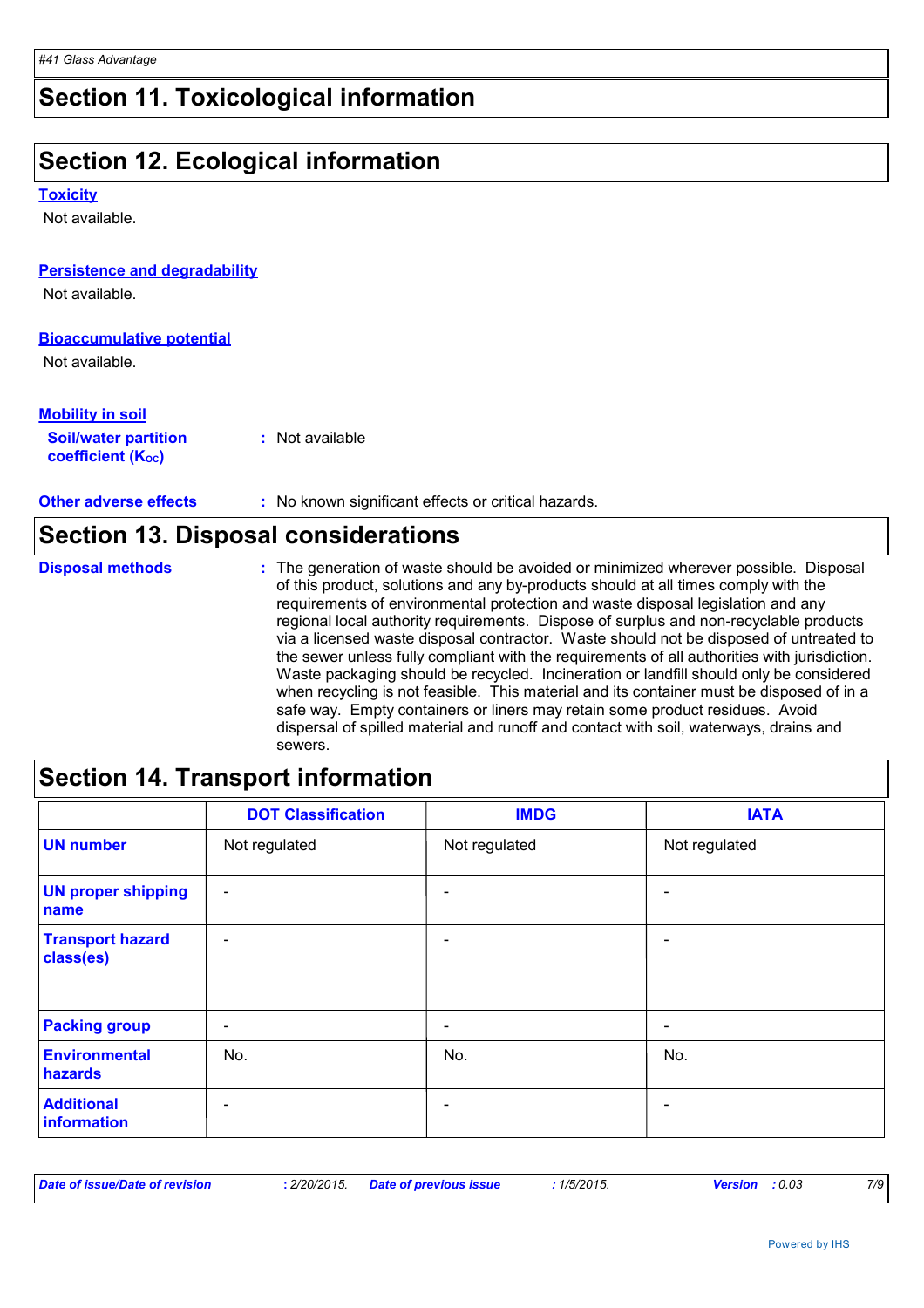# Section 11. Toxicological information

# Section 12. Ecological information

**Toxicity**

Not available.

**Persistence and degradability**

Not available.

**Bioaccumulative potential**

Not available.

**Mobility in soil**

**Soil/water partition coefficient ($K_{OC}$)** : Not available

**Other adverse effects** : No known significant effects or critical hazards.

# Section 13. Disposal considerations

**Disposal methods** : The generation of waste should be avoided or minimized wherever possible. Disposal of this product, solutions and any by-products should at all times comply with the requirements of environmental protection and waste disposal legislation and any regional local authority requirements. Dispose of surplus and non-recyclable products via a licensed waste disposal contractor. Waste should not be disposed of untreated to the sewer unless fully compliant with the requirements of all authorities with jurisdiction. Waste packaging should be recycled. Incineration or landfill should only be considered when recycling is not feasible. This material and its container must be disposed of in a safe way. Empty containers or liners may retain some product residues. Avoid dispersal of spilled material and runoff and contact with soil, waterways, drains and sewers.

# Section 14. Transport information

| | DOT Classification | IMDG | IATA |
| --- | --- | --- | --- |
| **UN number** | Not regulated | Not regulated | Not regulated |
| **UN proper shipping name** | - | - | - |
| **Transport hazard class(es)** | - | - | - |
| **Packing group** | - | - | - |
| **Environmental hazards** | No. | No. | No. |
| **Additional information** | - | - | - |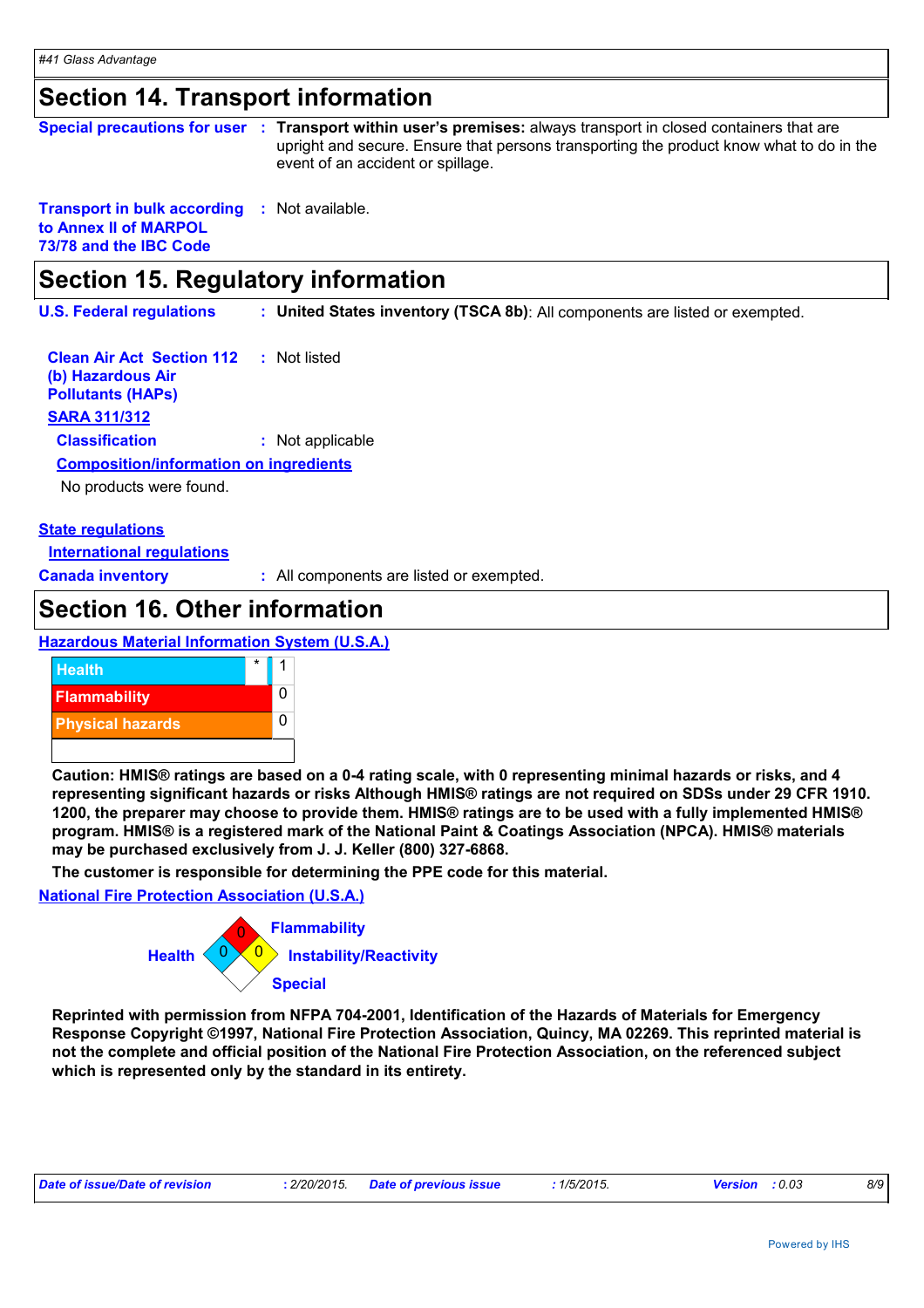## Section 14. Transport information

**Special precautions for user** : **Transport within user's premises:** always transport in closed containers that are upright and secure. Ensure that persons transporting the product know what to do in the event of an accident or spillage.

**Transport in bulk according to Annex II of MARPOL 73/78 and the IBC Code** : Not available.

## Section 15. Regulatory information

**U.S. Federal regulations** : **United States inventory (TSCA 8b)**: All components are listed or exempted.

**Clean Air Act Section 112 (b) Hazardous Air Pollutants (HAPs)** : Not listed

**SARA 311/312**

**Classification** : Not applicable

**Composition/information on ingredients**

No products were found.

**State regulations**

**International regulations**

**Canada inventory** : All components are listed or exempted.

## Section 16. Other information

**Hazardous Material Information System (U.S.A.)**

| | | |
|---|---|---|
| Health | * | 1 |
| Flammability | | 0 |
| Physical hazards | | 0 |
| | | |

**Caution: HMIS® ratings are based on a 0-4 rating scale, with 0 representing minimal hazards or risks, and 4 representing significant hazards or risks Although HMIS® ratings are not required on SDSs under 29 CFR 1910. 1200, the preparer may choose to provide them. HMIS® ratings are to be used with a fully implemented HMIS® program. HMIS® is a registered mark of the National Paint & Coatings Association (NPCA). HMIS® materials may be purchased exclusively from J. J. Keller (800) 327-6868.**

**The customer is responsible for determining the PPE code for this material.**

**National Fire Protection Association (U.S.A.)**

| | |
|---|---|
| Health | 0 |
| Flammability | 0 |
| Instability/Reactivity | 0 |
| Special | |

**Reprinted with permission from NFPA 704-2001, Identification of the Hazards of Materials for Emergency Response Copyright ©1997, National Fire Protection Association, Quincy, MA 02269. This reprinted material is not the complete and official position of the National Fire Protection Association, on the referenced subject which is represented only by the standard in its entirety.**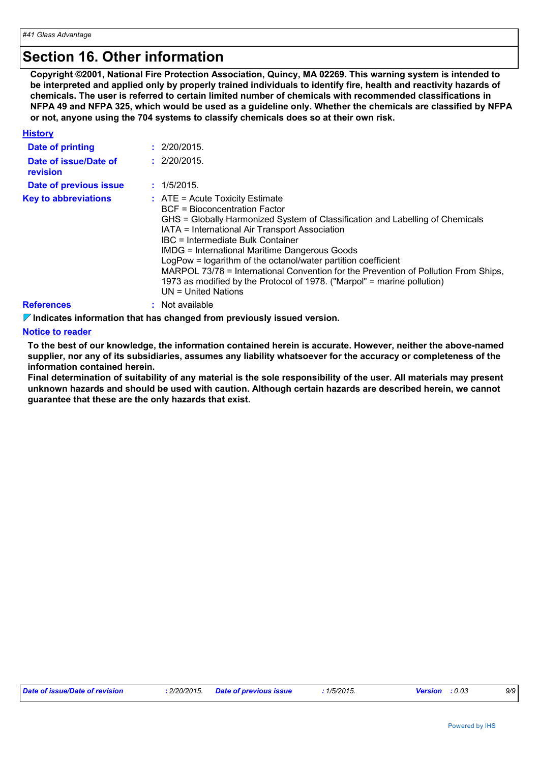# Section 16. Other information

**Copyright ©2001, National Fire Protection Association, Quincy, MA 02269. This warning system is intended to be interpreted and applied only by properly trained individuals to identify fire, health and reactivity hazards of chemicals. The user is referred to certain limited number of chemicals with recommended classifications in NFPA 49 and NFPA 325, which would be used as a guideline only. Whether the chemicals are classified by NFPA or not, anyone using the 704 systems to classify chemicals does so at their own risk.**

## History

**Date of printing** : 2/20/2015.

**Date of issue/Date of revision** : 2/20/2015.

**Date of previous issue** : 1/5/2015.

**Key to abbreviations** :
ATE = Acute Toxicity Estimate
BCF = Bioconcentration Factor
GHS = Globally Harmonized System of Classification and Labelling of Chemicals
IATA = International Air Transport Association
IBC = Intermediate Bulk Container
IMDG = International Maritime Dangerous Goods
LogPow = logarithm of the octanol/water partition coefficient
MARPOL 73/78 = International Convention for the Prevention of Pollution From Ships, 1973 as modified by the Protocol of 1978. ("Marpol" = marine pollution)
UN = United Nations

**References** : Not available

**Indicates information that has changed from previously issued version.**

## Notice to reader

**To the best of our knowledge, the information contained herein is accurate. However, neither the above-named supplier, nor any of its subsidiaries, assumes any liability whatsoever for the accuracy or completeness of the information contained herein.**

**Final determination of suitability of any material is the sole responsibility of the user. All materials may present unknown hazards and should be used with caution. Although certain hazards are described herein, we cannot guarantee that these are the only hazards that exist.**